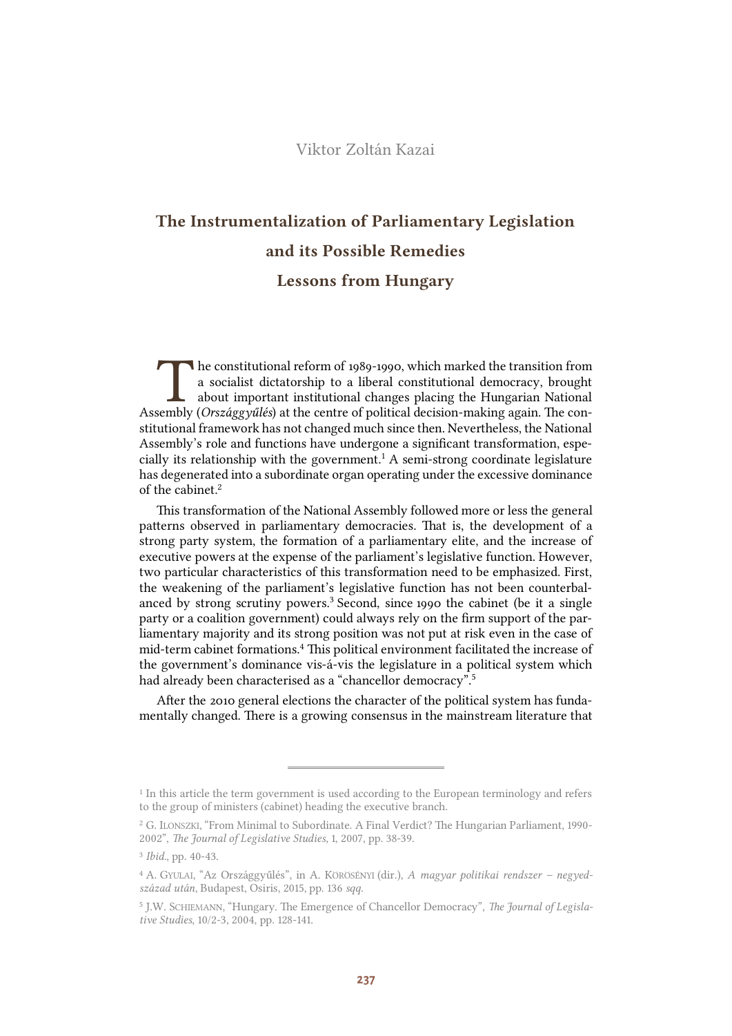Viktor Zoltán Kazai

# The Instrumentalization of Parliamentary Legislation and its Possible Remedies Lessons from Hungary

The constitutional reform of 1989-1990, which marked the transition from a socialist dictatorship to a liberal constitutional democracy, brought about important institutional changes placing the Hungarian National Assembly (*Országgyűlés*) at the centre of political decision-making again. The constitutional framework has not changed much since then. Nevertheless, the National Assembly's role and functions have undergone a significant transformation, especially its relationship with the government.[1] A semi-strong coordinate legislature has degenerated into a subordinate organ operating under the excessive dominance of the cabinet.[2]

This transformation of the National Assembly followed more or less the general patterns observed in parliamentary democracies. That is, the development of a strong party system, the formation of a parliamentary elite, and the increase of executive powers at the expense of the parliament's legislative function. However, two particular characteristics of this transformation need to be emphasized. First, the weakening of the parliament's legislative function has not been counterbalanced by strong scrutiny powers.[3] Second, since 1990 the cabinet (be it a single party or a coalition government) could always rely on the firm support of the parliamentary majority and its strong position was not put at risk even in the case of mid-term cabinet formations.[4] This political environment facilitated the increase of the government's dominance vis-á-vis the legislature in a political system which had already been characterised as a "chancellor democracy".[5]

After the 2010 general elections the character of the political system has fundamentally changed. There is a growing consensus in the mainstream literature that

---

[1] In this article the term government is used according to the European terminology and refers to the group of ministers (cabinet) heading the executive branch.

[2] G. Ilonszki, "From Minimal to Subordinate. A Final Verdict? The Hungarian Parliament, 1990-2002", *The Journal of Legislative Studies*, 1, 2007, pp. 38-39.

[3] *Ibid.*, pp. 40-43.

[4] A. Gyulai, "Az Országgyűlés", in A. Körösényi (dir.), *A magyar politikai rendszer – negyedszázad után*, Budapest, Osiris, 2015, pp. 136 *sqq.*

[5] J.W. Schiemann, "Hungary. The Emergence of Chancellor Democracy", *The Journal of Legislative Studies*, 10/2-3, 2004, pp. 128-141.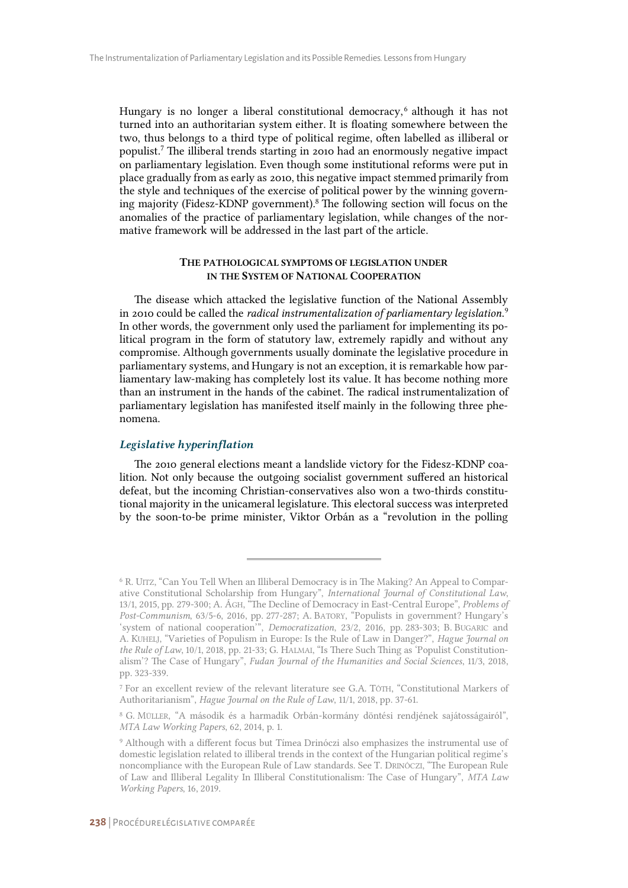Hungary is no longer a liberal constitutional democracy,[6] although it has not turned into an authoritarian system either. It is floating somewhere between the two, thus belongs to a third type of political regime, often labelled as illiberal or populist.[7] The illiberal trends starting in 2010 had an enormously negative impact on parliamentary legislation. Even though some institutional reforms were put in place gradually from as early as 2010, this negative impact stemmed primarily from the style and techniques of the exercise of political power by the winning governing majority (Fidesz-KDNP government).[8] The following section will focus on the anomalies of the practice of parliamentary legislation, while changes of the normative framework will be addressed in the last part of the article.

## The pathological symptoms of legislation under in the System of National Cooperation

The disease which attacked the legislative function of the National Assembly in 2010 could be called the *radical instrumentalization of parliamentary legislation.*[9] In other words, the government only used the parliament for implementing its political program in the form of statutory law, extremely rapidly and without any compromise. Although governments usually dominate the legislative procedure in parliamentary systems, and Hungary is not an exception, it is remarkable how parliamentary law-making has completely lost its value. It has become nothing more than an instrument in the hands of the cabinet. The radical instrumentalization of parliamentary legislation has manifested itself mainly in the following three phenomena.

### *Legislative hyperinflation*

The 2010 general elections meant a landslide victory for the Fidesz-KDNP coalition. Not only because the outgoing socialist government suffered an historical defeat, but the incoming Christian-conservatives also won a two-thirds constitutional majority in the unicameral legislature. This electoral success was interpreted by the soon-to-be prime minister, Viktor Orbán as a "revolution in the polling

---

[6] R. Uitz, "Can You Tell When an Illiberal Democracy is in The Making? An Appeal to Comparative Constitutional Scholarship from Hungary", *International Journal of Constitutional Law*, 13/1, 2015, pp. 279-300; A. Ágh, "The Decline of Democracy in East-Central Europe", *Problems of Post-Communism*, 63/5-6, 2016, pp. 277-287; A. Batory, "Populists in government? Hungary's 'system of national cooperation'", *Democratization*, 23/2, 2016, pp. 283-303; B. Bugaric and A. Kuhelj, "Varieties of Populism in Europe: Is the Rule of Law in Danger?", *Hague Journal on the Rule of Law*, 10/1, 2018, pp. 21-33; G. Halmai, "Is There Such Thing as 'Populist Constitutionalism'? The Case of Hungary", *Fudan Journal of the Humanities and Social Sciences*, 11/3, 2018, pp. 323-339.

[7] For an excellent review of the relevant literature see G.A. Tóth, "Constitutional Markers of Authoritarianism", *Hague Journal on the Rule of Law*, 11/1, 2018, pp. 37-61.

[8] G. Müller, "A második és a harmadik Orbán-kormány döntési rendjének sajátosságairól", *MTA Law Working Papers*, 62, 2014, p. 1.

[9] Although with a different focus but Tímea Drinóczi also emphasizes the instrumental use of domestic legislation related to illiberal trends in the context of the Hungarian political regime's noncompliance with the European Rule of Law standards. See T. Drinóczi, "The European Rule of Law and Illiberal Legality In Illiberal Constitutionalism: The Case of Hungary", *MTA Law Working Papers*, 16, 2019.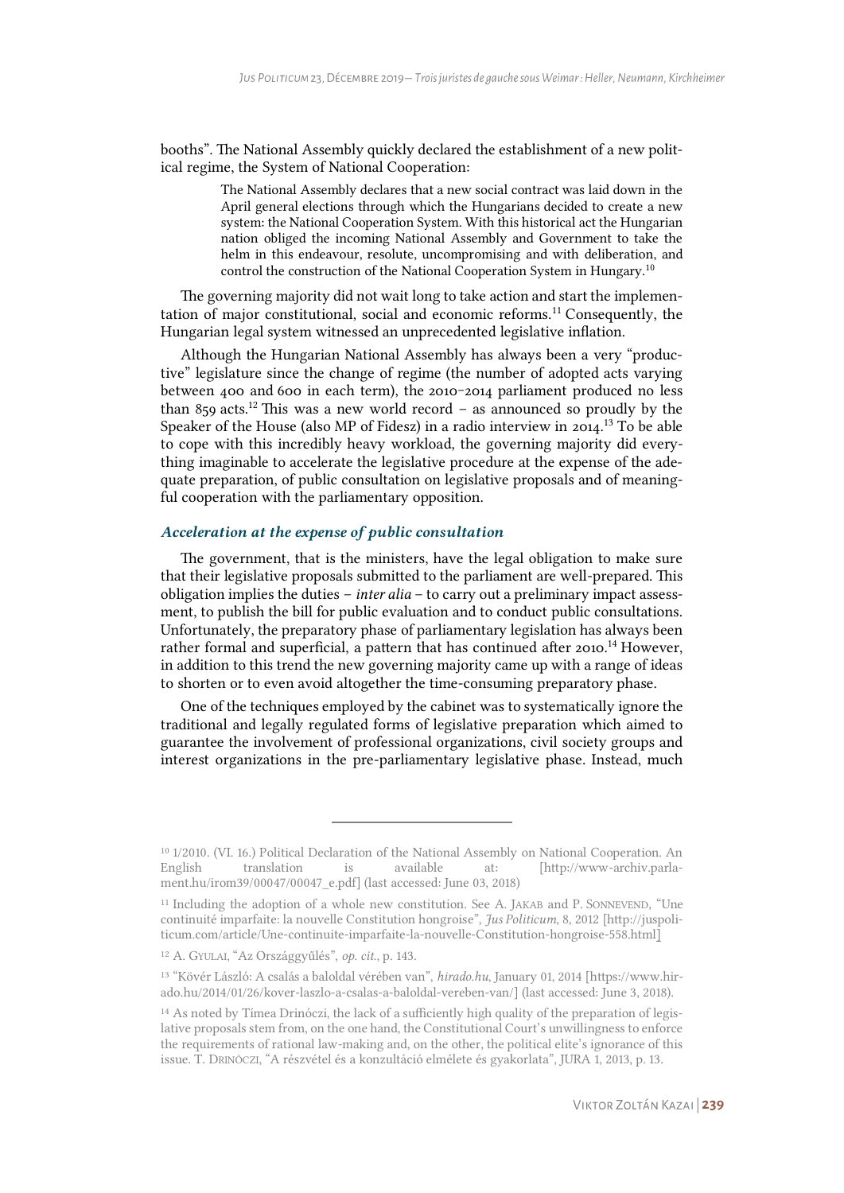booths". The National Assembly quickly declared the establishment of a new political regime, the System of National Cooperation:

> The National Assembly declares that a new social contract was laid down in the April general elections through which the Hungarians decided to create a new system: the National Cooperation System. With this historical act the Hungarian nation obliged the incoming National Assembly and Government to take the helm in this endeavour, resolute, uncompromising and with deliberation, and control the construction of the National Cooperation System in Hungary.[10]

The governing majority did not wait long to take action and start the implementation of major constitutional, social and economic reforms.[11] Consequently, the Hungarian legal system witnessed an unprecedented legislative inflation.

Although the Hungarian National Assembly has always been a very "productive" legislature since the change of regime (the number of adopted acts varying between 400 and 600 in each term), the 2010–2014 parliament produced no less than 859 acts.[12] This was a new world record – as announced so proudly by the Speaker of the House (also MP of Fidesz) in a radio interview in 2014.[13] To be able to cope with this incredibly heavy workload, the governing majority did everything imaginable to accelerate the legislative procedure at the expense of the adequate preparation, of public consultation on legislative proposals and of meaningful cooperation with the parliamentary opposition.

### *Acceleration at the expense of public consultation*

The government, that is the ministers, have the legal obligation to make sure that their legislative proposals submitted to the parliament are well-prepared. This obligation implies the duties – *inter alia* – to carry out a preliminary impact assessment, to publish the bill for public evaluation and to conduct public consultations. Unfortunately, the preparatory phase of parliamentary legislation has always been rather formal and superficial, a pattern that has continued after 2010.[14] However, in addition to this trend the new governing majority came up with a range of ideas to shorten or to even avoid altogether the time-consuming preparatory phase.

One of the techniques employed by the cabinet was to systematically ignore the traditional and legally regulated forms of legislative preparation which aimed to guarantee the involvement of professional organizations, civil society groups and interest organizations in the pre-parliamentary legislative phase. Instead, much

---

[10] 1/2010. (VI. 16.) Political Declaration of the National Assembly on National Cooperation. An English translation is available at: [http://www-archiv.parlament.hu/irom39/00047/00047_e.pdf] (last accessed: June 03, 2018)

[11] Including the adoption of a whole new constitution. See A. Jakab and P. Sonnevend, "Une continuité imparfaite: la nouvelle Constitution hongroise", *Jus Politicum*, 8, 2012 [http://juspoliticum.com/article/Une-continuite-imparfaite-la-nouvelle-Constitution-hongroise-558.html]

[12] A. Gyulai, "Az Országgyűlés", *op. cit.*, p. 143.

[13] "Kövér László: A csalás a baloldal vérében van", *hirado.hu*, January 01, 2014 [https://www.hirado.hu/2014/01/26/kover-laszlo-a-csalas-a-baloldal-vereben-van/] (last accessed: June 3, 2018).

[14] As noted by Tímea Drinóczi, the lack of a sufficiently high quality of the preparation of legislative proposals stem from, on the one hand, the Constitutional Court's unwillingness to enforce the requirements of rational law-making and, on the other, the political elite's ignorance of this issue. T. Drinóczi, "A részvétel és a konzultáció elmélete és gyakorlata", JURA 1, 2013, p. 13.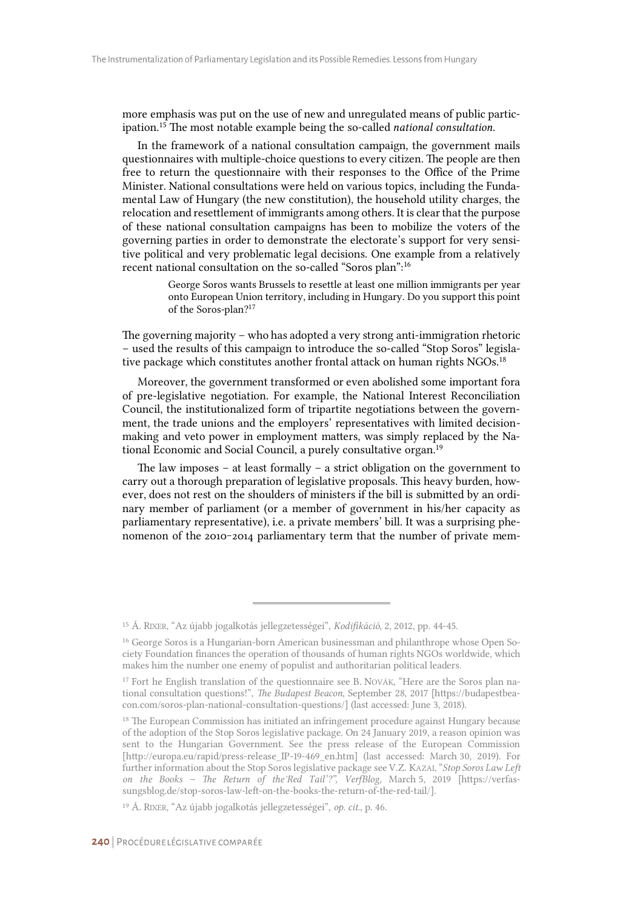more emphasis was put on the use of new and unregulated means of public participation.[15] The most notable example being the so-called *national consultation*.

In the framework of a national consultation campaign, the government mails questionnaires with multiple-choice questions to every citizen. The people are then free to return the questionnaire with their responses to the Office of the Prime Minister. National consultations were held on various topics, including the Fundamental Law of Hungary (the new constitution), the household utility charges, the relocation and resettlement of immigrants among others. It is clear that the purpose of these national consultation campaigns has been to mobilize the voters of the governing parties in order to demonstrate the electorate's support for very sensitive political and very problematic legal decisions. One example from a relatively recent national consultation on the so-called "Soros plan":[16]

> George Soros wants Brussels to resettle at least one million immigrants per year onto European Union territory, including in Hungary. Do you support this point of the Soros-plan?[17]

The governing majority – who has adopted a very strong anti-immigration rhetoric – used the results of this campaign to introduce the so-called "Stop Soros" legislative package which constitutes another frontal attack on human rights NGOs.[18]

Moreover, the government transformed or even abolished some important fora of pre-legislative negotiation. For example, the National Interest Reconciliation Council, the institutionalized form of tripartite negotiations between the government, the trade unions and the employers' representatives with limited decision-making and veto power in employment matters, was simply replaced by the National Economic and Social Council, a purely consultative organ.[19]

The law imposes – at least formally – a strict obligation on the government to carry out a thorough preparation of legislative proposals. This heavy burden, however, does not rest on the shoulders of ministers if the bill is submitted by an ordinary member of parliament (or a member of government in his/her capacity as parliamentary representative), i.e. a private members' bill. It was a surprising phenomenon of the 2010–2014 parliamentary term that the number of private mem-

---

[15] Á. Rixer, "Az újabb jogalkotás jellegzetességei", *Kodifikáció*, 2, 2012, pp. 44-45.

[16] George Soros is a Hungarian-born American businessman and philanthrope whose Open Society Foundation finances the operation of thousands of human rights NGOs worldwide, which makes him the number one enemy of populist and authoritarian political leaders.

[17] Fort he English translation of the questionnaire see B. Novák, "Here are the Soros plan national consultation questions!", *The Budapest Beacon*, September 28, 2017 [https://budapestbeacon.com/soros-plan-national-consultation-questions/] (last accessed: June 3, 2018).

[18] The European Commission has initiated an infringement procedure against Hungary because of the adoption of the Stop Soros legislative package. On 24 January 2019, a reason opinion was sent to the Hungarian Government. See the press release of the European Commission [http://europa.eu/rapid/press-release_IP-19-469_en.htm] (last accessed: March 30, 2019). For further information about the Stop Soros legislative package see V.Z. Kazai, "*Stop Soros Law Left on the Books – The Return of the'Red Tail'?", VerfBlog*, March 5, 2019 [https://verfassungsblog.de/stop-soros-law-left-on-the-books-the-return-of-the-red-tail/].

[19] Á. Rixer, "Az újabb jogalkotás jellegzetességei", *op. cit.*, p. 46.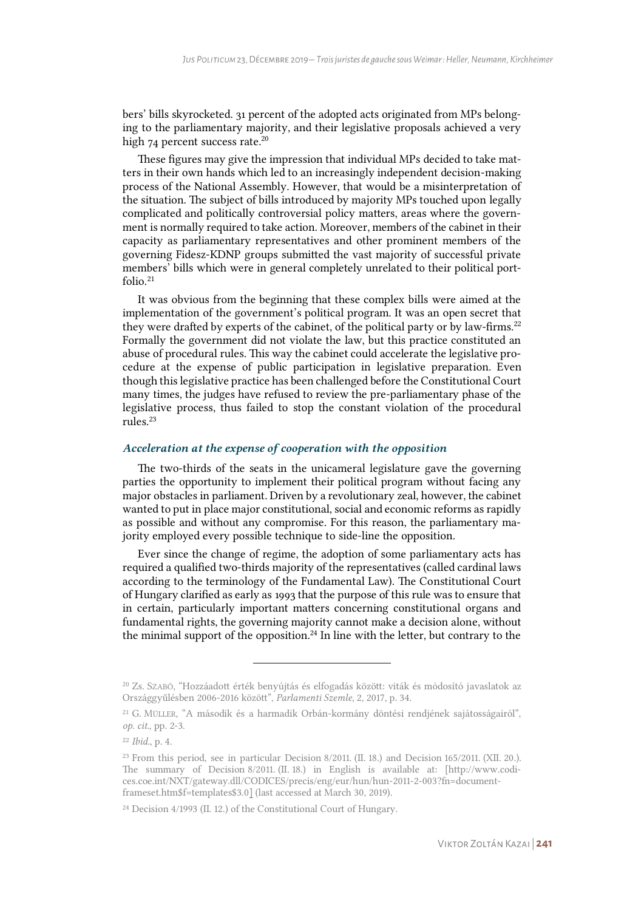bers' bills skyrocketed. 31 percent of the adopted acts originated from MPs belonging to the parliamentary majority, and their legislative proposals achieved a very high 74 percent success rate.[20]

These figures may give the impression that individual MPs decided to take matters in their own hands which led to an increasingly independent decision-making process of the National Assembly. However, that would be a misinterpretation of the situation. The subject of bills introduced by majority MPs touched upon legally complicated and politically controversial policy matters, areas where the government is normally required to take action. Moreover, members of the cabinet in their capacity as parliamentary representatives and other prominent members of the governing Fidesz-KDNP groups submitted the vast majority of successful private members' bills which were in general completely unrelated to their political portfolio.[21]

It was obvious from the beginning that these complex bills were aimed at the implementation of the government's political program. It was an open secret that they were drafted by experts of the cabinet, of the political party or by law-firms.[22] Formally the government did not violate the law, but this practice constituted an abuse of procedural rules. This way the cabinet could accelerate the legislative procedure at the expense of public participation in legislative preparation. Even though this legislative practice has been challenged before the Constitutional Court many times, the judges have refused to review the pre-parliamentary phase of the legislative process, thus failed to stop the constant violation of the procedural rules.[23]

### *Acceleration at the expense of cooperation with the opposition*

The two-thirds of the seats in the unicameral legislature gave the governing parties the opportunity to implement their political program without facing any major obstacles in parliament. Driven by a revolutionary zeal, however, the cabinet wanted to put in place major constitutional, social and economic reforms as rapidly as possible and without any compromise. For this reason, the parliamentary majority employed every possible technique to side-line the opposition.

Ever since the change of regime, the adoption of some parliamentary acts has required a qualified two-thirds majority of the representatives (called cardinal laws according to the terminology of the Fundamental Law). The Constitutional Court of Hungary clarified as early as 1993 that the purpose of this rule was to ensure that in certain, particularly important matters concerning constitutional organs and fundamental rights, the governing majority cannot make a decision alone, without the minimal support of the opposition.[24] In line with the letter, but contrary to the

---

[20] Zs. Szabó, "Hozzáadott érték benyújtás és elfogadás között: viták és módosító javaslatok az Országgyűlésben 2006-2016 között", *Parlamenti Szemle*, 2, 2017, p. 34.

[21] G. Müller, "A második és a harmadik Orbán-kormány döntési rendjének sajátosságairól", *op. cit.*, pp. 2-3.

[22] *Ibid.*, p. 4.

[23] From this period, see in particular Decision 8/2011. (II. 18.) and Decision 165/2011. (XII. 20.). The summary of Decision 8/2011. (II. 18.) in English is available at: [http://www.codices.coe.int/NXT/gateway.dll/CODICES/precis/eng/eur/hun/hun-2011-2-003?fn=document-frameset.htm$f=templates$3.0] (last accessed at March 30, 2019).

[24] Decision 4/1993 (II. 12.) of the Constitutional Court of Hungary.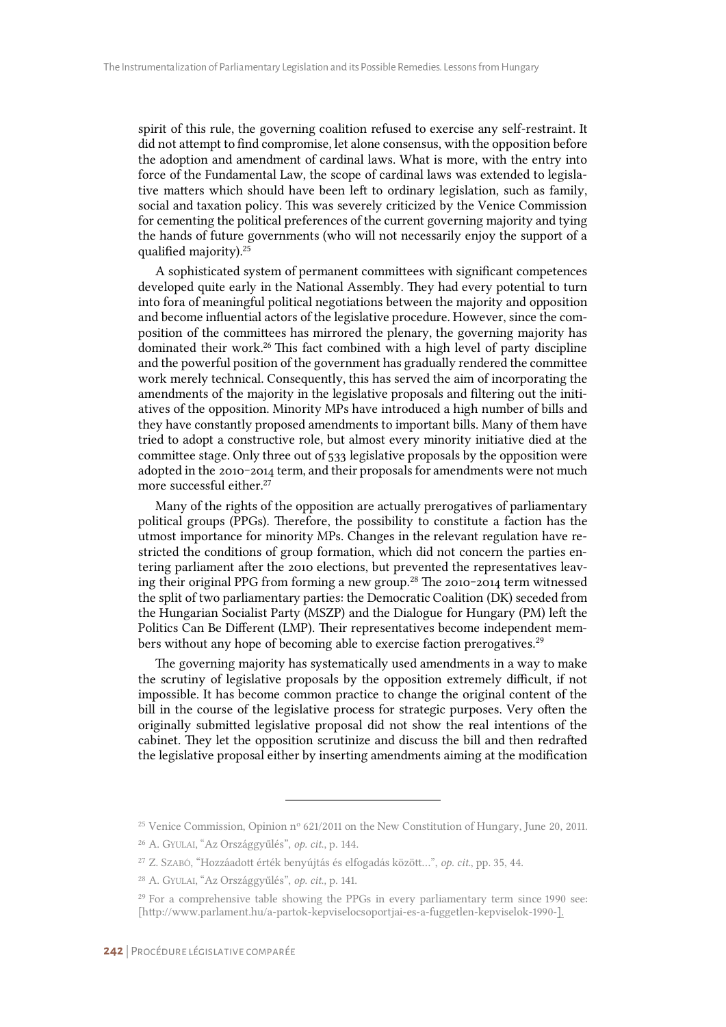spirit of this rule, the governing coalition refused to exercise any self-restraint. It did not attempt to find compromise, let alone consensus, with the opposition before the adoption and amendment of cardinal laws. What is more, with the entry into force of the Fundamental Law, the scope of cardinal laws was extended to legislative matters which should have been left to ordinary legislation, such as family, social and taxation policy. This was severely criticized by the Venice Commission for cementing the political preferences of the current governing majority and tying the hands of future governments (who will not necessarily enjoy the support of a qualified majority).[25]

A sophisticated system of permanent committees with significant competences developed quite early in the National Assembly. They had every potential to turn into fora of meaningful political negotiations between the majority and opposition and become influential actors of the legislative procedure. However, since the composition of the committees has mirrored the plenary, the governing majority has dominated their work.[26] This fact combined with a high level of party discipline and the powerful position of the government has gradually rendered the committee work merely technical. Consequently, this has served the aim of incorporating the amendments of the majority in the legislative proposals and filtering out the initiatives of the opposition. Minority MPs have introduced a high number of bills and they have constantly proposed amendments to important bills. Many of them have tried to adopt a constructive role, but almost every minority initiative died at the committee stage. Only three out of 533 legislative proposals by the opposition were adopted in the 2010–2014 term, and their proposals for amendments were not much more successful either.[27]

Many of the rights of the opposition are actually prerogatives of parliamentary political groups (PPGs). Therefore, the possibility to constitute a faction has the utmost importance for minority MPs. Changes in the relevant regulation have restricted the conditions of group formation, which did not concern the parties entering parliament after the 2010 elections, but prevented the representatives leaving their original PPG from forming a new group.[28] The 2010–2014 term witnessed the split of two parliamentary parties: the Democratic Coalition (DK) seceded from the Hungarian Socialist Party (MSZP) and the Dialogue for Hungary (PM) left the Politics Can Be Different (LMP). Their representatives become independent members without any hope of becoming able to exercise faction prerogatives.[29]

The governing majority has systematically used amendments in a way to make the scrutiny of legislative proposals by the opposition extremely difficult, if not impossible. It has become common practice to change the original content of the bill in the course of the legislative process for strategic purposes. Very often the originally submitted legislative proposal did not show the real intentions of the cabinet. They let the opposition scrutinize and discuss the bill and then redrafted the legislative proposal either by inserting amendments aiming at the modification

---

[25] Venice Commission, Opinion nº 621/2011 on the New Constitution of Hungary, June 20, 2011.

[26] A. Gyulai, "Az Országgyűlés", *op. cit.*, p. 144.

[27] Z. Szabó, "Hozzáadott érték benyújtás és elfogadás között…", *op. cit.*, pp. 35, 44.

[28] A. Gyulai, "Az Országgyűlés", *op. cit.*, p. 141.

[29] For a comprehensive table showing the PPGs in every parliamentary term since 1990 see: [http://www.parlament.hu/a-partok-kepviselocsoportjai-es-a-fuggetlen-kepviselok-1990-].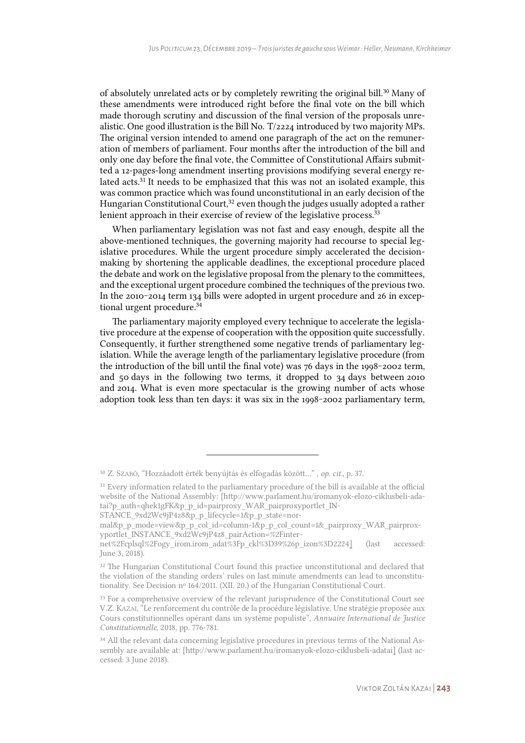of absolutely unrelated acts or by completely rewriting the original bill.[30] Many of these amendments were introduced right before the final vote on the bill which made thorough scrutiny and discussion of the final version of the proposals unrealistic. One good illustration is the Bill No. T/2224 introduced by two majority MPs. The original version intended to amend one paragraph of the act on the remuneration of members of parliament. Four months after the introduction of the bill and only one day before the final vote, the Committee of Constitutional Affairs submitted a 12-pages-long amendment inserting provisions modifying several energy related acts.[31] It needs to be emphasized that this was not an isolated example, this was common practice which was found unconstitutional in an early decision of the Hungarian Constitutional Court,[32] even though the judges usually adopted a rather lenient approach in their exercise of review of the legislative process.[33]

When parliamentary legislation was not fast and easy enough, despite all the above-mentioned techniques, the governing majority had recourse to special legislative procedures. While the urgent procedure simply accelerated the decision-making by shortening the applicable deadlines, the exceptional procedure placed the debate and work on the legislative proposal from the plenary to the committees, and the exceptional urgent procedure combined the techniques of the previous two. In the 2010–2014 term 134 bills were adopted in urgent procedure and 26 in exceptional urgent procedure.[34]

The parliamentary majority employed every technique to accelerate the legislative procedure at the expense of cooperation with the opposition quite successfully. Consequently, it further strengthened some negative trends of parliamentary legislation. While the average length of the parliamentary legislative procedure (from the introduction of the bill until the final vote) was 76 days in the 1998–2002 term, and 50 days in the following two terms, it dropped to 34 days between 2010 and 2014. What is even more spectacular is the growing number of acts whose adoption took less than ten days: it was six in the 1998–2002 parliamentary term,

---

[30] Z. Szabó, "Hozzáadott érték benyújtás és elfogadás között…" , *op. cit.*, p. 37.

[31] Every information related to the parliamentary procedure of the bill is available at the official website of the National Assembly: [http://www.parlament.hu/iromanyok-elozo-ciklusbeli-adatai?p_auth=qhek1gFK&p_p_id=pairproxy_WAR_pairproxyportlet_INSTANCE_9xd2Wc9jP4z8&p_p_lifecycle=1&p_p_state=normal&p_p_mode=view&p_p_col_id=column-1&p_p_col_count=1&_pairproxy_WAR_pairproxyportlet_INSTANCE_9xd2Wc9jP4z8_pairAction=%2Finternet%2Fcplsql%2Fogy_irom.irom_adat%3Fp_ckl%3D39%26p_izon%3D2224] (last accessed: June 3, 2018).

[32] The Hungarian Constitutional Court found this practice unconstitutional and declared that the violation of the standing orders' rules on last minute amendments can lead to unconstitutionality. See Decision nº 164/2011. (XII. 20.) of the Hungarian Constitutional Court.

[33] For a comprehensive overview of the relevant jurisprudence of the Constitutional Court see V.Z. Kazai, "Le renforcement du contrôle de la procédure législative. Une stratégie proposée aux Cours constitutionnelles opérant dans un système populiste", *Annuaire International de Justice Constitutionnelle*, 2018, pp. 776-781.

[34] All the relevant data concerning legislative procedures in previous terms of the National Assembly are available at: [http://www.parlament.hu/iromanyok-elozo-ciklusbeli-adatai] (last accessed: 3 June 2018).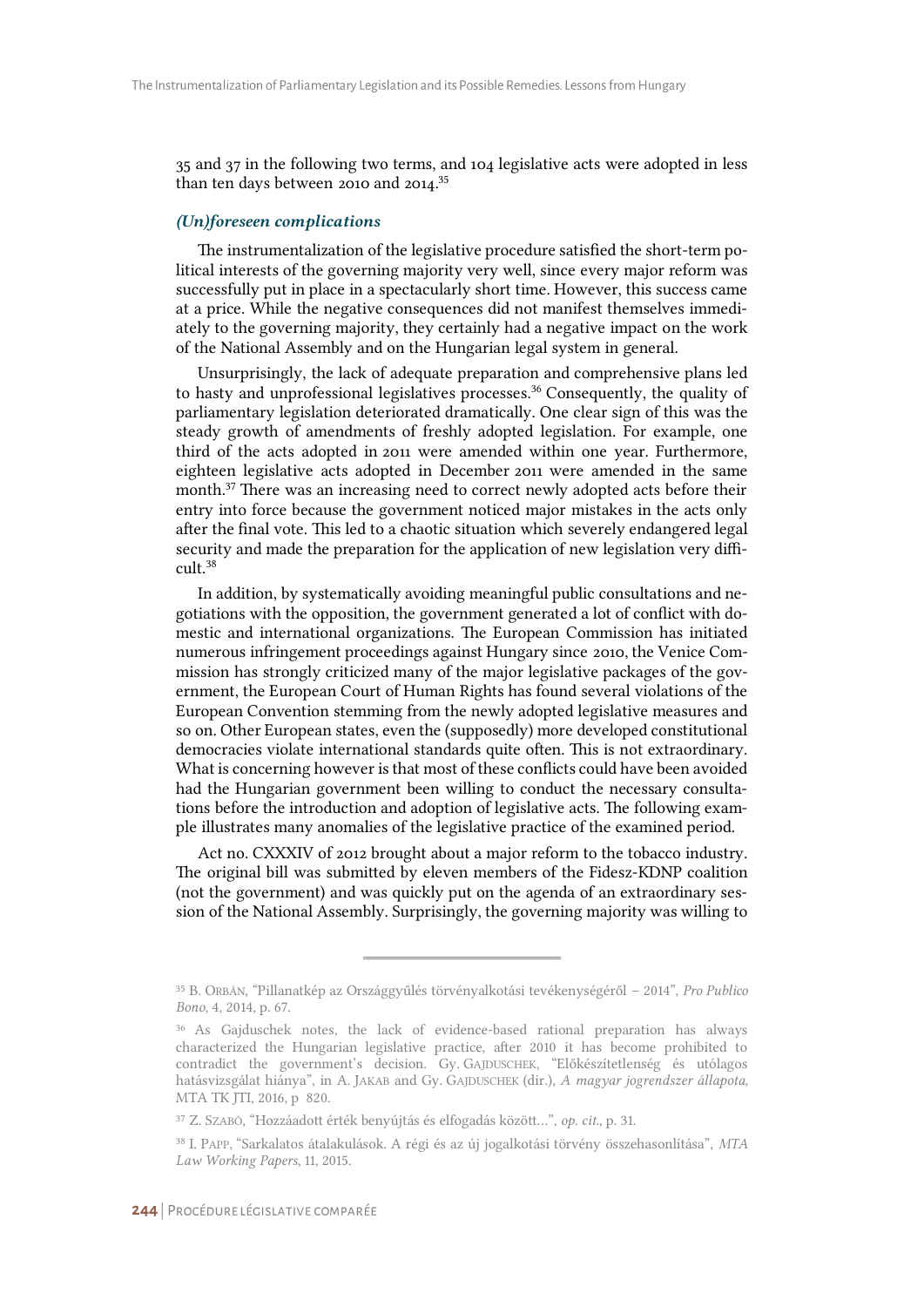35 and 37 in the following two terms, and 104 legislative acts were adopted in less than ten days between 2010 and 2014.[35]

### *(Un)foreseen complications*

The instrumentalization of the legislative procedure satisfied the short-term political interests of the governing majority very well, since every major reform was successfully put in place in a spectacularly short time. However, this success came at a price. While the negative consequences did not manifest themselves immediately to the governing majority, they certainly had a negative impact on the work of the National Assembly and on the Hungarian legal system in general.

Unsurprisingly, the lack of adequate preparation and comprehensive plans led to hasty and unprofessional legislatives processes.[36] Consequently, the quality of parliamentary legislation deteriorated dramatically. One clear sign of this was the steady growth of amendments of freshly adopted legislation. For example, one third of the acts adopted in 2011 were amended within one year. Furthermore, eighteen legislative acts adopted in December 2011 were amended in the same month.[37] There was an increasing need to correct newly adopted acts before their entry into force because the government noticed major mistakes in the acts only after the final vote. This led to a chaotic situation which severely endangered legal security and made the preparation for the application of new legislation very difficult.[38]

In addition, by systematically avoiding meaningful public consultations and negotiations with the opposition, the government generated a lot of conflict with domestic and international organizations. The European Commission has initiated numerous infringement proceedings against Hungary since 2010, the Venice Commission has strongly criticized many of the major legislative packages of the government, the European Court of Human Rights has found several violations of the European Convention stemming from the newly adopted legislative measures and so on. Other European states, even the (supposedly) more developed constitutional democracies violate international standards quite often. This is not extraordinary. What is concerning however is that most of these conflicts could have been avoided had the Hungarian government been willing to conduct the necessary consultations before the introduction and adoption of legislative acts. The following example illustrates many anomalies of the legislative practice of the examined period.

Act no. CXXXIV of 2012 brought about a major reform to the tobacco industry. The original bill was submitted by eleven members of the Fidesz-KDNP coalition (not the government) and was quickly put on the agenda of an extraordinary session of the National Assembly. Surprisingly, the governing majority was willing to

---

[35] B. Orbán, "Pillanatkép az Országgyűlés törvényalkotási tevékenységéről – 2014", *Pro Publico Bono*, 4, 2014, p. 67.

[36] As Gajduschek notes, the lack of evidence-based rational preparation has always characterized the Hungarian legislative practice, after 2010 it has become prohibited to contradict the government's decision. Gy. Gajduschek, "Előkészítetlenség és utólagos hatásvizsgálat hiánya", in A. Jakab and Gy. Gajduschek (dir.), *A magyar jogrendszer állapota*, MTA TK JTI, 2016, p 820.

[37] Z. Szabó, "Hozzáadott érték benyújtás és elfogadás között…", *op. cit.*, p. 31.

[38] I. Papp, "Sarkalatos átalakulások. A régi és az új jogalkotási törvény összehasonlítása", *MTA Law Working Papers*, 11, 2015.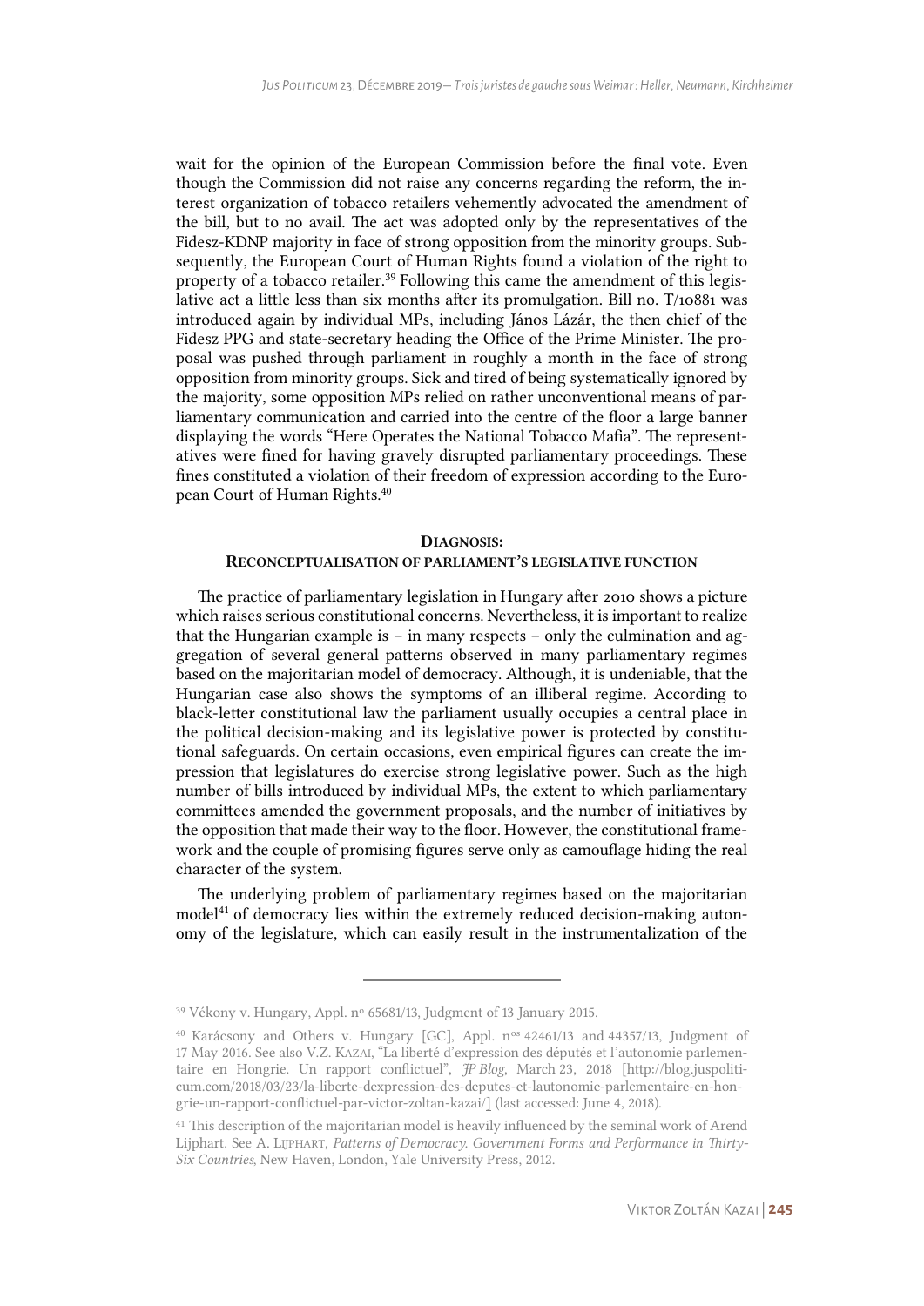wait for the opinion of the European Commission before the final vote. Even though the Commission did not raise any concerns regarding the reform, the interest organization of tobacco retailers vehemently advocated the amendment of the bill, but to no avail. The act was adopted only by the representatives of the Fidesz-KDNP majority in face of strong opposition from the minority groups. Subsequently, the European Court of Human Rights found a violation of the right to property of a tobacco retailer.[39] Following this came the amendment of this legislative act a little less than six months after its promulgation. Bill no. T/10881 was introduced again by individual MPs, including János Lázár, the then chief of the Fidesz PPG and state-secretary heading the Office of the Prime Minister. The proposal was pushed through parliament in roughly a month in the face of strong opposition from minority groups. Sick and tired of being systematically ignored by the majority, some opposition MPs relied on rather unconventional means of parliamentary communication and carried into the centre of the floor a large banner displaying the words "Here Operates the National Tobacco Mafia". The representatives were fined for having gravely disrupted parliamentary proceedings. These fines constituted a violation of their freedom of expression according to the European Court of Human Rights.[40]

## Diagnosis: Reconceptualisation of parliament's legislative function

The practice of parliamentary legislation in Hungary after 2010 shows a picture which raises serious constitutional concerns. Nevertheless, it is important to realize that the Hungarian example is – in many respects – only the culmination and aggregation of several general patterns observed in many parliamentary regimes based on the majoritarian model of democracy. Although, it is undeniable, that the Hungarian case also shows the symptoms of an illiberal regime. According to black-letter constitutional law the parliament usually occupies a central place in the political decision-making and its legislative power is protected by constitutional safeguards. On certain occasions, even empirical figures can create the impression that legislatures do exercise strong legislative power. Such as the high number of bills introduced by individual MPs, the extent to which parliamentary committees amended the government proposals, and the number of initiatives by the opposition that made their way to the floor. However, the constitutional framework and the couple of promising figures serve only as camouflage hiding the real character of the system.

The underlying problem of parliamentary regimes based on the majoritarian model[41] of democracy lies within the extremely reduced decision-making autonomy of the legislature, which can easily result in the instrumentalization of the

---

[39] Vékony v. Hungary, Appl. nº 65681/13, Judgment of 13 January 2015.

[40] Karácsony and Others v. Hungary [GC], Appl. nºs 42461/13 and 44357/13, Judgment of 17 May 2016. See also V.Z. Kazai, "La liberté d'expression des députés et l'autonomie parlementaire en Hongrie. Un rapport conflictuel", *JP Blog*, March 23, 2018 [http://blog.juspoliticum.com/2018/03/23/la-liberte-dexpression-des-deputes-et-lautonomie-parlementaire-en-hongrie-un-rapport-conflictuel-par-victor-zoltan-kazai/] (last accessed: June 4, 2018).

[41] This description of the majoritarian model is heavily influenced by the seminal work of Arend Lijphart. See A. Lijphart, *Patterns of Democracy. Government Forms and Performance in Thirty-Six Countries*, New Haven, London, Yale University Press, 2012.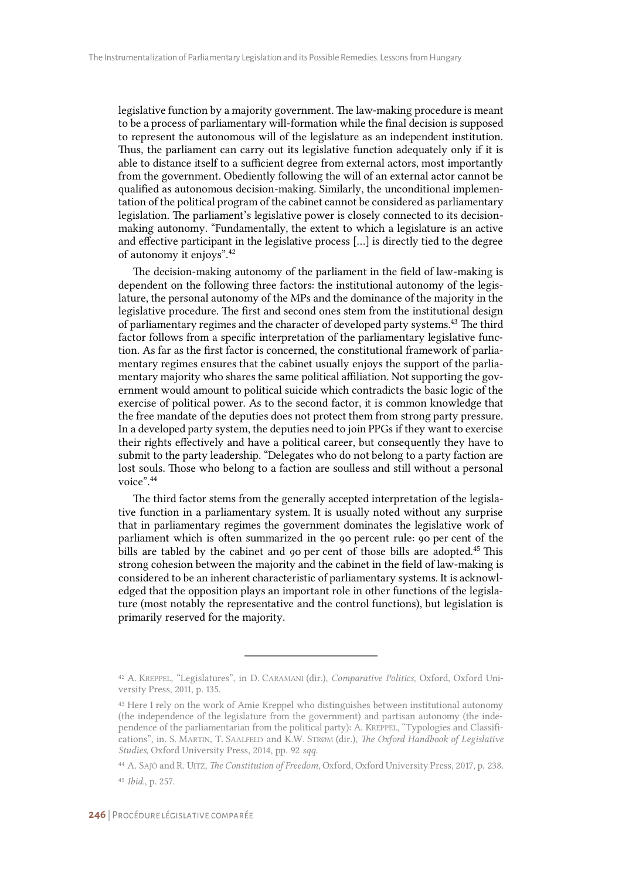legislative function by a majority government. The law-making procedure is meant to be a process of parliamentary will-formation while the final decision is supposed to represent the autonomous will of the legislature as an independent institution. Thus, the parliament can carry out its legislative function adequately only if it is able to distance itself to a sufficient degree from external actors, most importantly from the government. Obediently following the will of an external actor cannot be qualified as autonomous decision-making. Similarly, the unconditional implementation of the political program of the cabinet cannot be considered as parliamentary legislation. The parliament's legislative power is closely connected to its decision-making autonomy. "Fundamentally, the extent to which a legislature is an active and effective participant in the legislative process […] is directly tied to the degree of autonomy it enjoys".[42]

The decision-making autonomy of the parliament in the field of law-making is dependent on the following three factors: the institutional autonomy of the legislature, the personal autonomy of the MPs and the dominance of the majority in the legislative procedure. The first and second ones stem from the institutional design of parliamentary regimes and the character of developed party systems.[43] The third factor follows from a specific interpretation of the parliamentary legislative function. As far as the first factor is concerned, the constitutional framework of parliamentary regimes ensures that the cabinet usually enjoys the support of the parliamentary majority who shares the same political affiliation. Not supporting the government would amount to political suicide which contradicts the basic logic of the exercise of political power. As to the second factor, it is common knowledge that the free mandate of the deputies does not protect them from strong party pressure. In a developed party system, the deputies need to join PPGs if they want to exercise their rights effectively and have a political career, but consequently they have to submit to the party leadership. "Delegates who do not belong to a party faction are lost souls. Those who belong to a faction are soulless and still without a personal voice".[44]

The third factor stems from the generally accepted interpretation of the legislative function in a parliamentary system. It is usually noted without any surprise that in parliamentary regimes the government dominates the legislative work of parliament which is often summarized in the 90 percent rule: 90 per cent of the bills are tabled by the cabinet and 90 per cent of those bills are adopted.[45] This strong cohesion between the majority and the cabinet in the field of law-making is considered to be an inherent characteristic of parliamentary systems. It is acknowledged that the opposition plays an important role in other functions of the legislature (most notably the representative and the control functions), but legislation is primarily reserved for the majority.

---

[42] A. Kreppel, "Legislatures", in D. Caramani (dir.), *Comparative Politics*, Oxford, Oxford University Press, 2011, p. 135.

[43] Here I rely on the work of Amie Kreppel who distinguishes between institutional autonomy (the independence of the legislature from the government) and partisan autonomy (the independence of the parliamentarian from the political party): A. Kreppel, "Typologies and Classifications", in. S. Martin, T. Saalfeld and K.W. Strøm (dir.), *The Oxford Handbook of Legislative Studies*, Oxford University Press, 2014, pp. 92 *sqq.*

[44] A. Sajó and R. Uitz, *The Constitution of Freedom*, Oxford, Oxford University Press, 2017, p. 238.

[45] *Ibid.*, p. 257.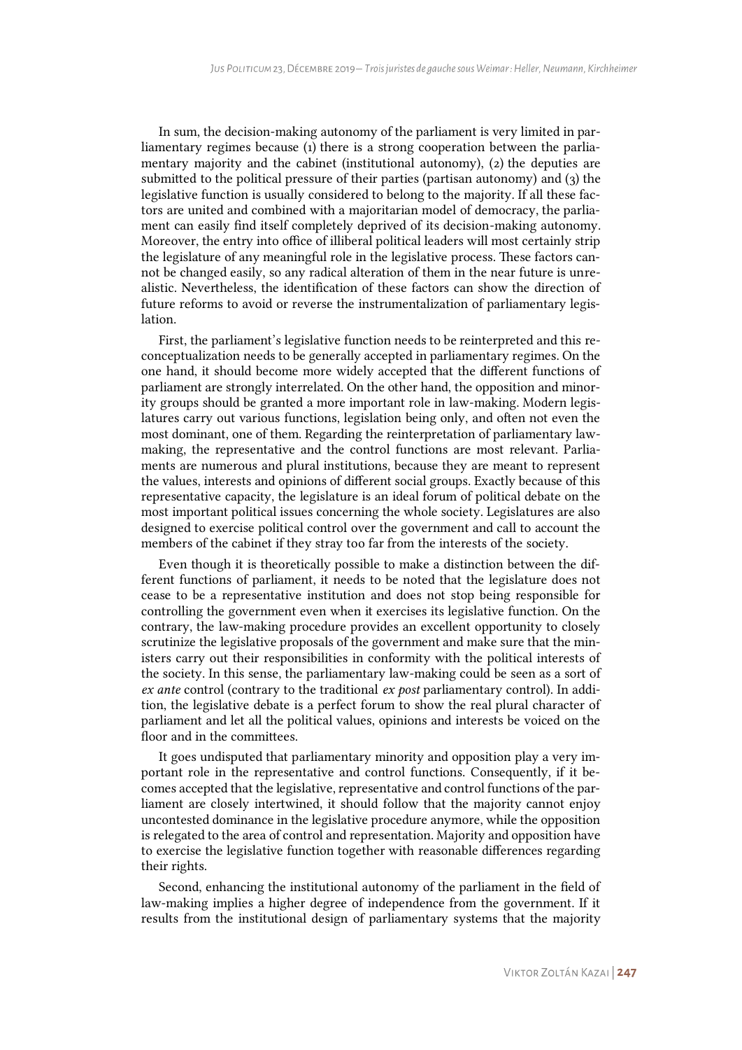In sum, the decision-making autonomy of the parliament is very limited in parliamentary regimes because (1) there is a strong cooperation between the parliamentary majority and the cabinet (institutional autonomy), (2) the deputies are submitted to the political pressure of their parties (partisan autonomy) and (3) the legislative function is usually considered to belong to the majority. If all these factors are united and combined with a majoritarian model of democracy, the parliament can easily find itself completely deprived of its decision-making autonomy. Moreover, the entry into office of illiberal political leaders will most certainly strip the legislature of any meaningful role in the legislative process. These factors cannot be changed easily, so any radical alteration of them in the near future is unrealistic. Nevertheless, the identification of these factors can show the direction of future reforms to avoid or reverse the instrumentalization of parliamentary legislation.

First, the parliament's legislative function needs to be reinterpreted and this reconceptualization needs to be generally accepted in parliamentary regimes. On the one hand, it should become more widely accepted that the different functions of parliament are strongly interrelated. On the other hand, the opposition and minority groups should be granted a more important role in law-making. Modern legislatures carry out various functions, legislation being only, and often not even the most dominant, one of them. Regarding the reinterpretation of parliamentary law-making, the representative and the control functions are most relevant. Parliaments are numerous and plural institutions, because they are meant to represent the values, interests and opinions of different social groups. Exactly because of this representative capacity, the legislature is an ideal forum of political debate on the most important political issues concerning the whole society. Legislatures are also designed to exercise political control over the government and call to account the members of the cabinet if they stray too far from the interests of the society.

Even though it is theoretically possible to make a distinction between the different functions of parliament, it needs to be noted that the legislature does not cease to be a representative institution and does not stop being responsible for controlling the government even when it exercises its legislative function. On the contrary, the law-making procedure provides an excellent opportunity to closely scrutinize the legislative proposals of the government and make sure that the ministers carry out their responsibilities in conformity with the political interests of the society. In this sense, the parliamentary law-making could be seen as a sort of *ex ante* control (contrary to the traditional *ex post* parliamentary control). In addition, the legislative debate is a perfect forum to show the real plural character of parliament and let all the political values, opinions and interests be voiced on the floor and in the committees.

It goes undisputed that parliamentary minority and opposition play a very important role in the representative and control functions. Consequently, if it becomes accepted that the legislative, representative and control functions of the parliament are closely intertwined, it should follow that the majority cannot enjoy uncontested dominance in the legislative procedure anymore, while the opposition is relegated to the area of control and representation. Majority and opposition have to exercise the legislative function together with reasonable differences regarding their rights.

Second, enhancing the institutional autonomy of the parliament in the field of law-making implies a higher degree of independence from the government. If it results from the institutional design of parliamentary systems that the majority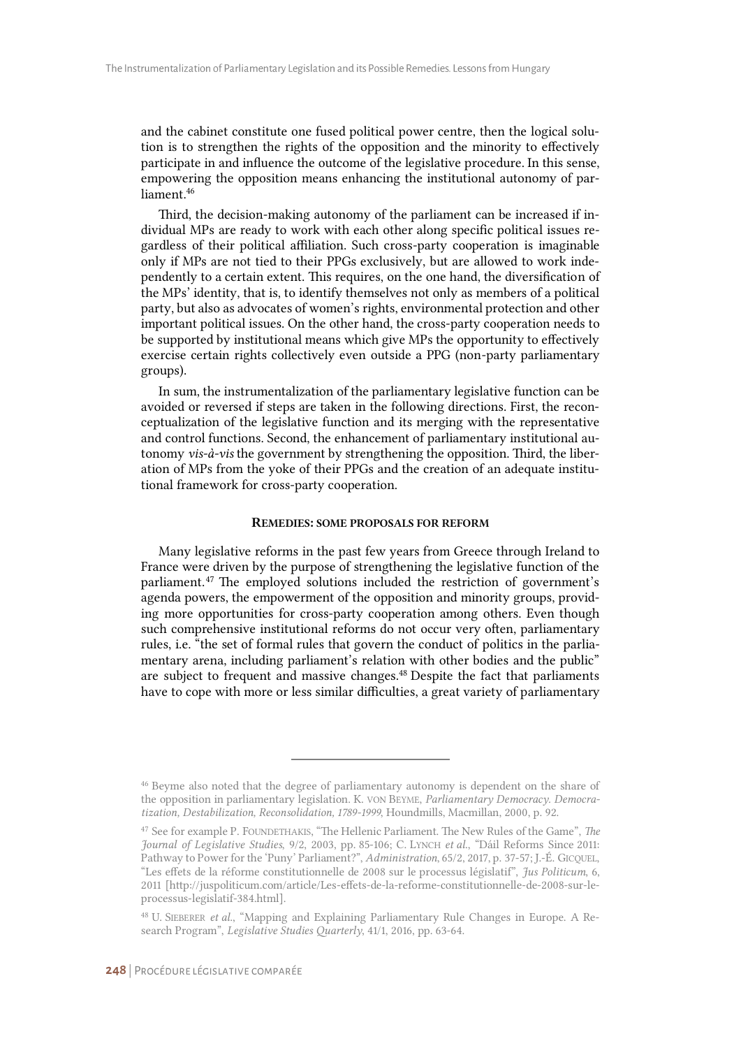and the cabinet constitute one fused political power centre, then the logical solution is to strengthen the rights of the opposition and the minority to effectively participate in and influence the outcome of the legislative procedure. In this sense, empowering the opposition means enhancing the institutional autonomy of parliament.[46]

Third, the decision-making autonomy of the parliament can be increased if individual MPs are ready to work with each other along specific political issues regardless of their political affiliation. Such cross-party cooperation is imaginable only if MPs are not tied to their PPGs exclusively, but are allowed to work independently to a certain extent. This requires, on the one hand, the diversification of the MPs' identity, that is, to identify themselves not only as members of a political party, but also as advocates of women's rights, environmental protection and other important political issues. On the other hand, the cross-party cooperation needs to be supported by institutional means which give MPs the opportunity to effectively exercise certain rights collectively even outside a PPG (non-party parliamentary groups).

In sum, the instrumentalization of the parliamentary legislative function can be avoided or reversed if steps are taken in the following directions. First, the reconceptualization of the legislative function and its merging with the representative and control functions. Second, the enhancement of parliamentary institutional autonomy *vis-à-vis* the government by strengthening the opposition. Third, the liberation of MPs from the yoke of their PPGs and the creation of an adequate institutional framework for cross-party cooperation.

## Remedies: some proposals for reform

Many legislative reforms in the past few years from Greece through Ireland to France were driven by the purpose of strengthening the legislative function of the parliament.[47] The employed solutions included the restriction of government's agenda powers, the empowerment of the opposition and minority groups, providing more opportunities for cross-party cooperation among others. Even though such comprehensive institutional reforms do not occur very often, parliamentary rules, i.e. "the set of formal rules that govern the conduct of politics in the parliamentary arena, including parliament's relation with other bodies and the public" are subject to frequent and massive changes.[48] Despite the fact that parliaments have to cope with more or less similar difficulties, a great variety of parliamentary

---

[46] Beyme also noted that the degree of parliamentary autonomy is dependent on the share of the opposition in parliamentary legislation. K. von Beyme, *Parliamentary Democracy. Democratization, Destabilization, Reconsolidation, 1789-1999*, Houndmills, Macmillan, 2000, p. 92.

[47] See for example P. Foundethakis, "The Hellenic Parliament. The New Rules of the Game", *The Journal of Legislative Studies*, 9/2, 2003, pp. 85-106; C. Lynch *et al.*, "Dáil Reforms Since 2011: Pathway to Power for the 'Puny' Parliament?", *Administration*, 65/2, 2017, p. 37-57; J.-É. Gicquel, "Les effets de la réforme constitutionnelle de 2008 sur le processus législatif", *Jus Politicum*, 6, 2011 [http://juspoliticum.com/article/Les-effets-de-la-reforme-constitutionnelle-de-2008-sur-le-processus-legislatif-384.html].

[48] U. Sieberer *et al.*, "Mapping and Explaining Parliamentary Rule Changes in Europe. A Research Program", *Legislative Studies Quarterly*, 41/1, 2016, pp. 63-64.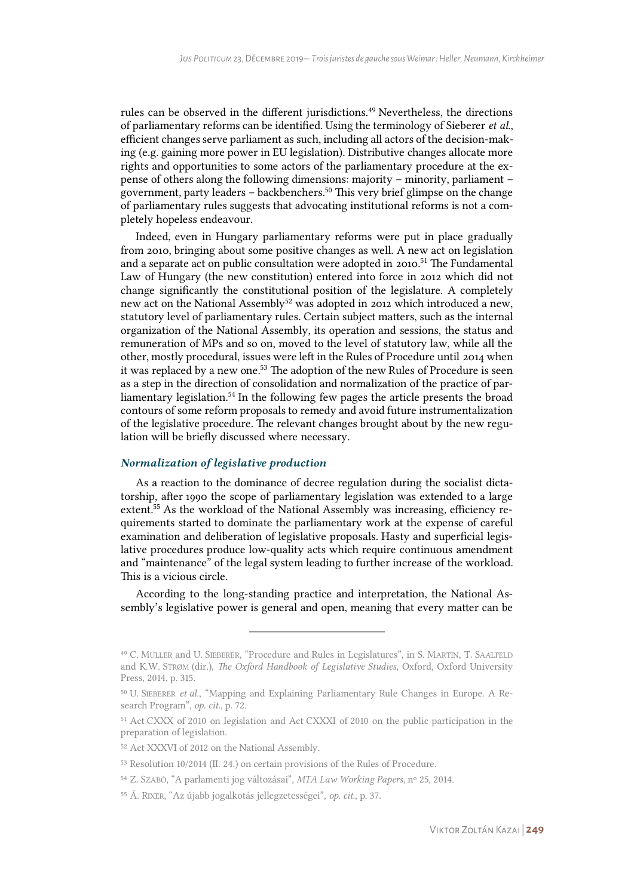rules can be observed in the different jurisdictions.[49] Nevertheless, the directions of parliamentary reforms can be identified. Using the terminology of Sieberer *et al.*, efficient changes serve parliament as such, including all actors of the decision-making (e.g. gaining more power in EU legislation). Distributive changes allocate more rights and opportunities to some actors of the parliamentary procedure at the expense of others along the following dimensions: majority – minority, parliament – government, party leaders – backbenchers.[50] This very brief glimpse on the change of parliamentary rules suggests that advocating institutional reforms is not a completely hopeless endeavour.

Indeed, even in Hungary parliamentary reforms were put in place gradually from 2010, bringing about some positive changes as well. A new act on legislation and a separate act on public consultation were adopted in 2010.[51] The Fundamental Law of Hungary (the new constitution) entered into force in 2012 which did not change significantly the constitutional position of the legislature. A completely new act on the National Assembly[52] was adopted in 2012 which introduced a new, statutory level of parliamentary rules. Certain subject matters, such as the internal organization of the National Assembly, its operation and sessions, the status and remuneration of MPs and so on, moved to the level of statutory law, while all the other, mostly procedural, issues were left in the Rules of Procedure until 2014 when it was replaced by a new one.[53] The adoption of the new Rules of Procedure is seen as a step in the direction of consolidation and normalization of the practice of parliamentary legislation.[54] In the following few pages the article presents the broad contours of some reform proposals to remedy and avoid future instrumentalization of the legislative procedure. The relevant changes brought about by the new regulation will be briefly discussed where necessary.

### *Normalization of legislative production*

As a reaction to the dominance of decree regulation during the socialist dictatorship, after 1990 the scope of parliamentary legislation was extended to a large extent.[55] As the workload of the National Assembly was increasing, efficiency requirements started to dominate the parliamentary work at the expense of careful examination and deliberation of legislative proposals. Hasty and superficial legislative procedures produce low-quality acts which require continuous amendment and "maintenance" of the legal system leading to further increase of the workload. This is a vicious circle.

According to the long-standing practice and interpretation, the National Assembly's legislative power is general and open, meaning that every matter can be

---

[49] C. Müller and U. Sieberer, "Procedure and Rules in Legislatures", in S. Martin, T. Saalfeld and K.W. Strøm (dir.), *The Oxford Handbook of Legislative Studies*, Oxford, Oxford University Press, 2014, p. 315.

[50] U. Sieberer *et al.*, "Mapping and Explaining Parliamentary Rule Changes in Europe. A Research Program", *op. cit.*, p. 72.

[51] Act CXXX of 2010 on legislation and Act CXXXI of 2010 on the public participation in the preparation of legislation.

[52] Act XXXVI of 2012 on the National Assembly.

[53] Resolution 10/2014 (II. 24.) on certain provisions of the Rules of Procedure.

[54] Z. Szabó, "A parlamenti jog változásai", *MTA Law Working Papers*, nº 25, 2014.

[55] Á. Rixer, "Az újabb jogalkotás jellegzetességei", *op. cit.*, p. 37.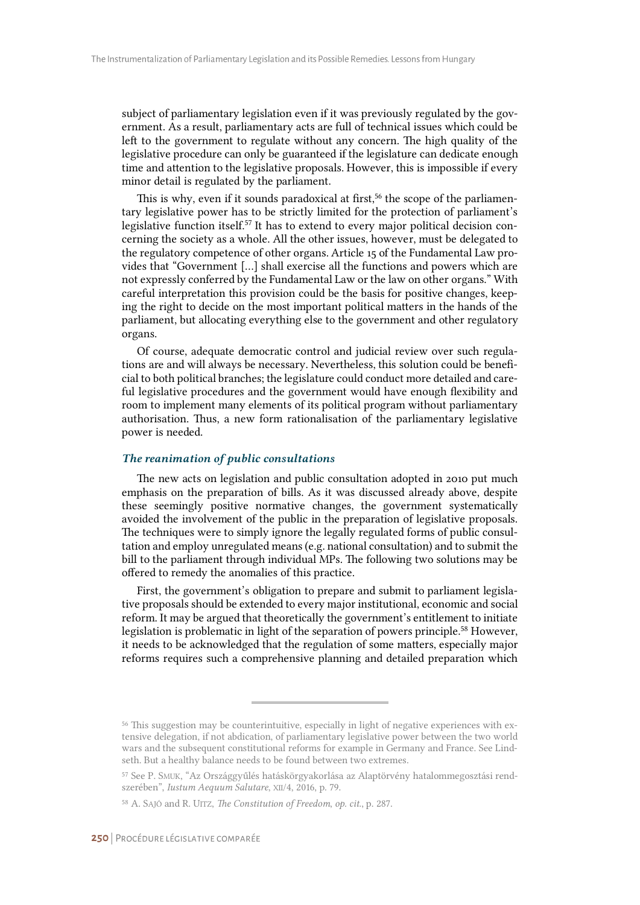subject of parliamentary legislation even if it was previously regulated by the government. As a result, parliamentary acts are full of technical issues which could be left to the government to regulate without any concern. The high quality of the legislative procedure can only be guaranteed if the legislature can dedicate enough time and attention to the legislative proposals. However, this is impossible if every minor detail is regulated by the parliament.

This is why, even if it sounds paradoxical at first,[56] the scope of the parliamentary legislative power has to be strictly limited for the protection of parliament's legislative function itself.[57] It has to extend to every major political decision concerning the society as a whole. All the other issues, however, must be delegated to the regulatory competence of other organs. Article 15 of the Fundamental Law provides that "Government […] shall exercise all the functions and powers which are not expressly conferred by the Fundamental Law or the law on other organs." With careful interpretation this provision could be the basis for positive changes, keeping the right to decide on the most important political matters in the hands of the parliament, but allocating everything else to the government and other regulatory organs.

Of course, adequate democratic control and judicial review over such regulations are and will always be necessary. Nevertheless, this solution could be beneficial to both political branches; the legislature could conduct more detailed and careful legislative procedures and the government would have enough flexibility and room to implement many elements of its political program without parliamentary authorisation. Thus, a new form rationalisation of the parliamentary legislative power is needed.

### *The reanimation of public consultations*

The new acts on legislation and public consultation adopted in 2010 put much emphasis on the preparation of bills. As it was discussed already above, despite these seemingly positive normative changes, the government systematically avoided the involvement of the public in the preparation of legislative proposals. The techniques were to simply ignore the legally regulated forms of public consultation and employ unregulated means (e.g. national consultation) and to submit the bill to the parliament through individual MPs. The following two solutions may be offered to remedy the anomalies of this practice.

First, the government's obligation to prepare and submit to parliament legislative proposals should be extended to every major institutional, economic and social reform. It may be argued that theoretically the government's entitlement to initiate legislation is problematic in light of the separation of powers principle.[58] However, it needs to be acknowledged that the regulation of some matters, especially major reforms requires such a comprehensive planning and detailed preparation which

---

[56] This suggestion may be counterintuitive, especially in light of negative experiences with extensive delegation, if not abdication, of parliamentary legislative power between the two world wars and the subsequent constitutional reforms for example in Germany and France. See Lindseth. But a healthy balance needs to be found between two extremes.

[57] See P. Smuk, "Az Országgyűlés hatáskörgyakorlása az Alaptörvény hatalommegosztási rendszerében", *Iustum Aequum Salutare*, xii/4, 2016, p. 79.

[58] A. Sajó and R. Uitz, *The Constitution of Freedom*, *op. cit.*, p. 287.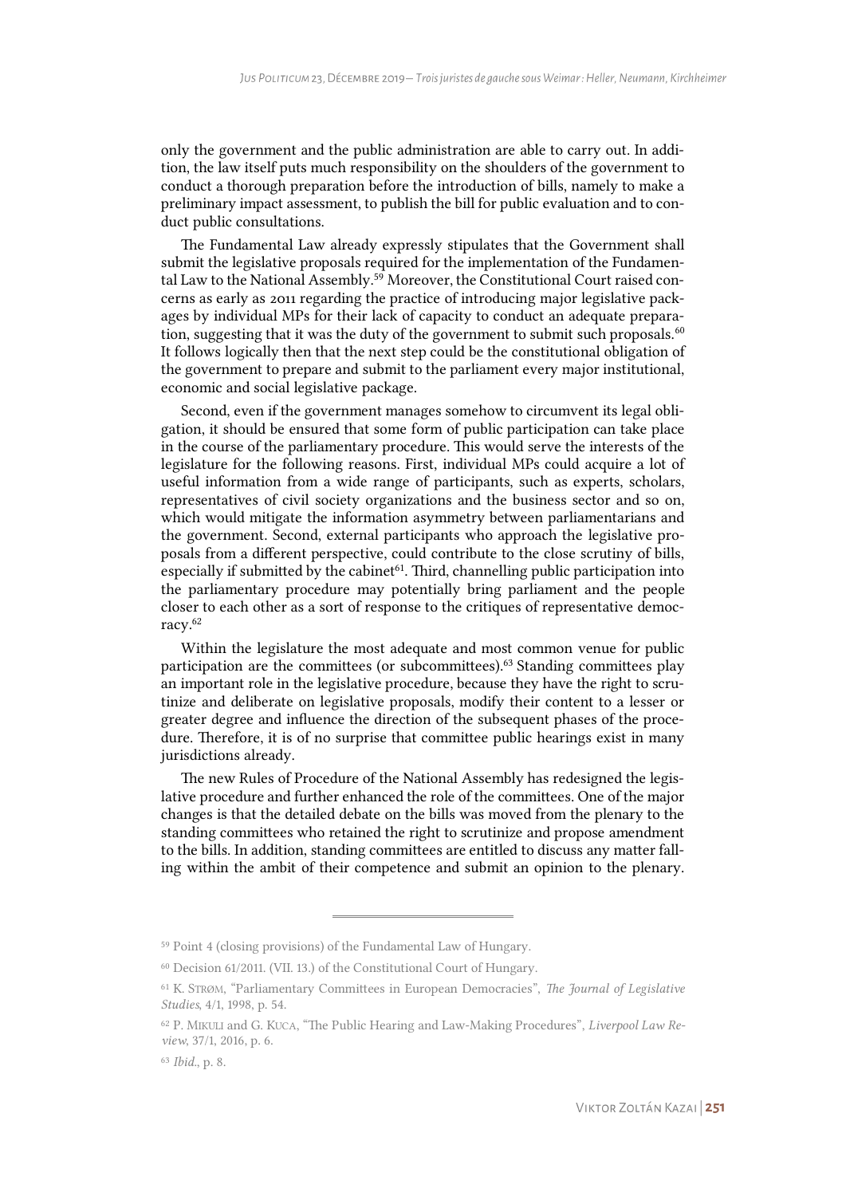only the government and the public administration are able to carry out. In addition, the law itself puts much responsibility on the shoulders of the government to conduct a thorough preparation before the introduction of bills, namely to make a preliminary impact assessment, to publish the bill for public evaluation and to conduct public consultations.

The Fundamental Law already expressly stipulates that the Government shall submit the legislative proposals required for the implementation of the Fundamental Law to the National Assembly.[59] Moreover, the Constitutional Court raised concerns as early as 2011 regarding the practice of introducing major legislative packages by individual MPs for their lack of capacity to conduct an adequate preparation, suggesting that it was the duty of the government to submit such proposals.[60] It follows logically then that the next step could be the constitutional obligation of the government to prepare and submit to the parliament every major institutional, economic and social legislative package.

Second, even if the government manages somehow to circumvent its legal obligation, it should be ensured that some form of public participation can take place in the course of the parliamentary procedure. This would serve the interests of the legislature for the following reasons. First, individual MPs could acquire a lot of useful information from a wide range of participants, such as experts, scholars, representatives of civil society organizations and the business sector and so on, which would mitigate the information asymmetry between parliamentarians and the government. Second, external participants who approach the legislative proposals from a different perspective, could contribute to the close scrutiny of bills, especially if submitted by the cabinet[61]. Third, channelling public participation into the parliamentary procedure may potentially bring parliament and the people closer to each other as a sort of response to the critiques of representative democracy.[62]

Within the legislature the most adequate and most common venue for public participation are the committees (or subcommittees).[63] Standing committees play an important role in the legislative procedure, because they have the right to scrutinize and deliberate on legislative proposals, modify their content to a lesser or greater degree and influence the direction of the subsequent phases of the procedure. Therefore, it is of no surprise that committee public hearings exist in many jurisdictions already.

The new Rules of Procedure of the National Assembly has redesigned the legislative procedure and further enhanced the role of the committees. One of the major changes is that the detailed debate on the bills was moved from the plenary to the standing committees who retained the right to scrutinize and propose amendment to the bills. In addition, standing committees are entitled to discuss any matter falling within the ambit of their competence and submit an opinion to the plenary.

---

[59] Point 4 (closing provisions) of the Fundamental Law of Hungary.

[60] Decision 61/2011. (VII. 13.) of the Constitutional Court of Hungary.

[61] K. Strøm, "Parliamentary Committees in European Democracies", *The Journal of Legislative Studies*, 4/1, 1998, p. 54.

[62] P. Mikuli and G. Kuca, "The Public Hearing and Law-Making Procedures", *Liverpool Law Review*, 37/1, 2016, p. 6.

[63] *Ibid.*, p. 8.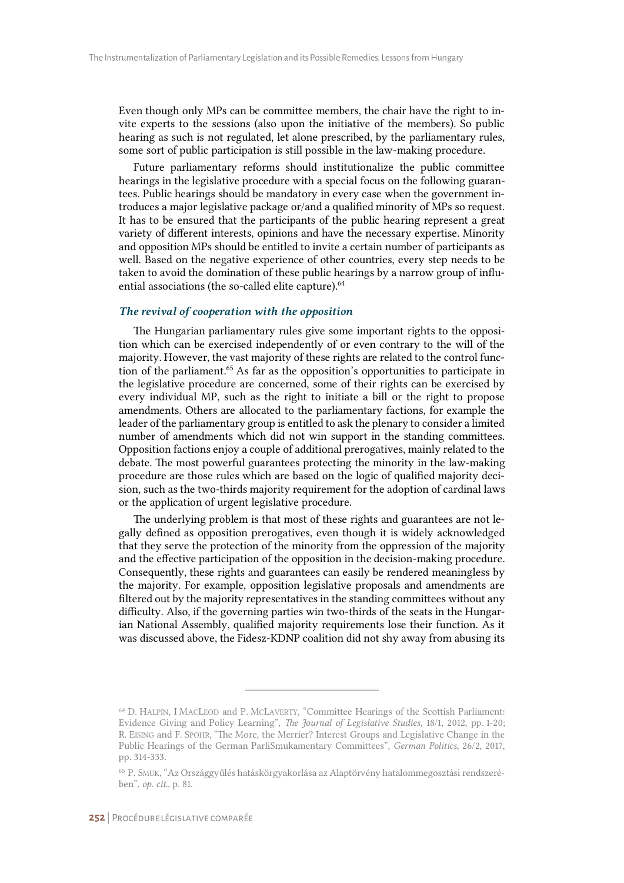Even though only MPs can be committee members, the chair have the right to invite experts to the sessions (also upon the initiative of the members). So public hearing as such is not regulated, let alone prescribed, by the parliamentary rules, some sort of public participation is still possible in the law-making procedure.

Future parliamentary reforms should institutionalize the public committee hearings in the legislative procedure with a special focus on the following guarantees. Public hearings should be mandatory in every case when the government introduces a major legislative package or/and a qualified minority of MPs so request. It has to be ensured that the participants of the public hearing represent a great variety of different interests, opinions and have the necessary expertise. Minority and opposition MPs should be entitled to invite a certain number of participants as well. Based on the negative experience of other countries, every step needs to be taken to avoid the domination of these public hearings by a narrow group of influential associations (the so-called elite capture).[64]

### *The revival of cooperation with the opposition*

The Hungarian parliamentary rules give some important rights to the opposition which can be exercised independently of or even contrary to the will of the majority. However, the vast majority of these rights are related to the control function of the parliament.[65] As far as the opposition's opportunities to participate in the legislative procedure are concerned, some of their rights can be exercised by every individual MP, such as the right to initiate a bill or the right to propose amendments. Others are allocated to the parliamentary factions, for example the leader of the parliamentary group is entitled to ask the plenary to consider a limited number of amendments which did not win support in the standing committees. Opposition factions enjoy a couple of additional prerogatives, mainly related to the debate. The most powerful guarantees protecting the minority in the law-making procedure are those rules which are based on the logic of qualified majority decision, such as the two-thirds majority requirement for the adoption of cardinal laws or the application of urgent legislative procedure.

The underlying problem is that most of these rights and guarantees are not legally defined as opposition prerogatives, even though it is widely acknowledged that they serve the protection of the minority from the oppression of the majority and the effective participation of the opposition in the decision-making procedure. Consequently, these rights and guarantees can easily be rendered meaningless by the majority. For example, opposition legislative proposals and amendments are filtered out by the majority representatives in the standing committees without any difficulty. Also, if the governing parties win two-thirds of the seats in the Hungarian National Assembly, qualified majority requirements lose their function. As it was discussed above, the Fidesz-KDNP coalition did not shy away from abusing its

---

[64] D. Halpin, I MacLeod and P. McLaverty, "Committee Hearings of the Scottish Parliament: Evidence Giving and Policy Learning", *The Journal of Legislative Studies*, 18/1, 2012, pp. 1-20; R. Eising and F. Spohr, "The More, the Merrier? Interest Groups and Legislative Change in the Public Hearings of the German ParliSmukamentary Committees", *German Politics*, 26/2, 2017, pp. 314-333.

[65] P. Smuk, "Az Országgyűlés hatáskörgyakorlása az Alaptörvény hatalommegosztási rendszerében", *op. cit.*, p. 81.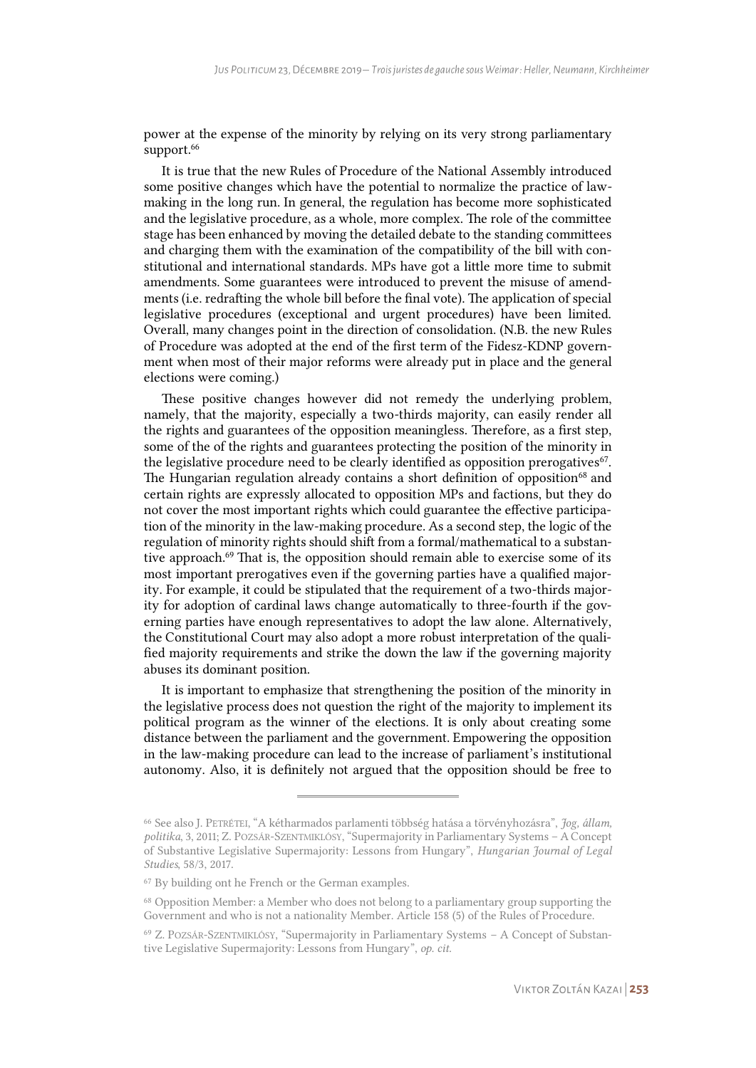power at the expense of the minority by relying on its very strong parliamentary support.[66]

It is true that the new Rules of Procedure of the National Assembly introduced some positive changes which have the potential to normalize the practice of law-making in the long run. In general, the regulation has become more sophisticated and the legislative procedure, as a whole, more complex. The role of the committee stage has been enhanced by moving the detailed debate to the standing committees and charging them with the examination of the compatibility of the bill with constitutional and international standards. MPs have got a little more time to submit amendments. Some guarantees were introduced to prevent the misuse of amendments (i.e. redrafting the whole bill before the final vote). The application of special legislative procedures (exceptional and urgent procedures) have been limited. Overall, many changes point in the direction of consolidation. (N.B. the new Rules of Procedure was adopted at the end of the first term of the Fidesz-KDNP government when most of their major reforms were already put in place and the general elections were coming.)

These positive changes however did not remedy the underlying problem, namely, that the majority, especially a two-thirds majority, can easily render all the rights and guarantees of the opposition meaningless. Therefore, as a first step, some of the of the rights and guarantees protecting the position of the minority in the legislative procedure need to be clearly identified as opposition prerogatives[67]. The Hungarian regulation already contains a short definition of opposition[68] and certain rights are expressly allocated to opposition MPs and factions, but they do not cover the most important rights which could guarantee the effective participation of the minority in the law-making procedure. As a second step, the logic of the regulation of minority rights should shift from a formal/mathematical to a substantive approach.[69] That is, the opposition should remain able to exercise some of its most important prerogatives even if the governing parties have a qualified majority. For example, it could be stipulated that the requirement of a two-thirds majority for adoption of cardinal laws change automatically to three-fourth if the governing parties have enough representatives to adopt the law alone. Alternatively, the Constitutional Court may also adopt a more robust interpretation of the qualified majority requirements and strike the down the law if the governing majority abuses its dominant position.

It is important to emphasize that strengthening the position of the minority in the legislative process does not question the right of the majority to implement its political program as the winner of the elections. It is only about creating some distance between the parliament and the government. Empowering the opposition in the law-making procedure can lead to the increase of parliament's institutional autonomy. Also, it is definitely not argued that the opposition should be free to

---

[66] See also J. Petrétei, "A kétharmados parlamenti többség hatása a törvényhozásra", *Jog, állam, politika*, 3, 2011; Z. Pozsár-Szentmiklósy, "Supermajority in Parliamentary Systems – A Concept of Substantive Legislative Supermajority: Lessons from Hungary", *Hungarian Journal of Legal Studies*, 58/3, 2017.

[67] By building ont he French or the German examples.

[68] Opposition Member: a Member who does not belong to a parliamentary group supporting the Government and who is not a nationality Member. Article 158 (5) of the Rules of Procedure.

[69] Z. Pozsár-Szentmiklósy, "Supermajority in Parliamentary Systems – A Concept of Substantive Legislative Supermajority: Lessons from Hungary", *op. cit.*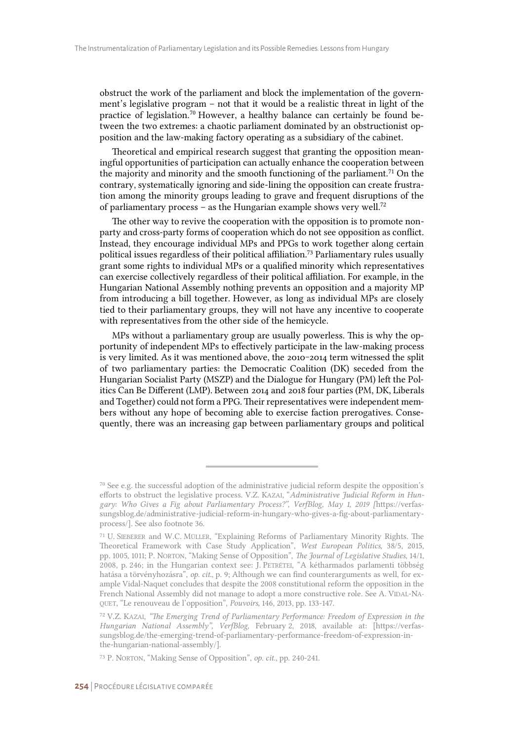obstruct the work of the parliament and block the implementation of the government's legislative program – not that it would be a realistic threat in light of the practice of legislation.[70] However, a healthy balance can certainly be found between the two extremes: a chaotic parliament dominated by an obstructionist opposition and the law-making factory operating as a subsidiary of the cabinet.

Theoretical and empirical research suggest that granting the opposition meaningful opportunities of participation can actually enhance the cooperation between the majority and minority and the smooth functioning of the parliament.[71] On the contrary, systematically ignoring and side-lining the opposition can create frustration among the minority groups leading to grave and frequent disruptions of the of parliamentary process – as the Hungarian example shows very well.[72]

The other way to revive the cooperation with the opposition is to promote nonparty and cross-party forms of cooperation which do not see opposition as conflict. Instead, they encourage individual MPs and PPGs to work together along certain political issues regardless of their political affiliation.[73] Parliamentary rules usually grant some rights to individual MPs or a qualified minority which representatives can exercise collectively regardless of their political affiliation. For example, in the Hungarian National Assembly nothing prevents an opposition and a majority MP from introducing a bill together. However, as long as individual MPs are closely tied to their parliamentary groups, they will not have any incentive to cooperate with representatives from the other side of the hemicycle.

MPs without a parliamentary group are usually powerless. This is why the opportunity of independent MPs to effectively participate in the law-making process is very limited. As it was mentioned above, the 2010-2014 term witnessed the split of two parliamentary parties: the Democratic Coalition (DK) seceded from the Hungarian Socialist Party (MSZP) and the Dialogue for Hungary (PM) left the Politics Can Be Different (LMP). Between 2014 and 2018 four parties (PM, DK, Liberals and Together) could not form a PPG. Their representatives were independent members without any hope of becoming able to exercise faction prerogatives. Consequently, there was an increasing gap between parliamentary groups and political

---

[70] See e.g. the successful adoption of the administrative judicial reform despite the opposition's efforts to obstruct the legislative process. V.Z. Kazai, "*Administrative Judicial Reform in Hungary: Who Gives a Fig about Parliamentary Process?", VerfBlog, May 1, 2019 [*https://verfassungsblog.de/administrative-judicial-reform-in-hungary-who-gives-a-fig-about-parliamentary-process/]. See also footnote 36.

[71] U. Sieberer and W.C. Müller, "Explaining Reforms of Parliamentary Minority Rights. The Theoretical Framework with Case Study Application", *West European Politics*, 38/5, 2015, pp. 1005, 1011; P. Norton, "Making Sense of Opposition", *The Journal of Legislative Studies*, 14/1, 2008, p. 246; in the Hungarian context see: J. Petrétei, "A kétharmados parlamenti többség hatása a törvényhozásra", *op. cit.*, p. 9; Although we can find counterarguments as well, for example Vidal-Naquet concludes that despite the 2008 constitutional reform the opposition in the French National Assembly did not manage to adopt a more constructive role. See A. Vidal-Naquet, "Le renouveau de l'opposition", *Pouvoirs*, 146, 2013, pp. 133-147.

[72] V.Z. Kazai, *"The Emerging Trend of Parliamentary Performance: Freedom of Expression in the Hungarian National Assembly", VerfBlog,* February 2, 2018, available at: [https://verfassungsblog.de/the-emerging-trend-of-parliamentary-performance-freedom-of-expression-in-the-hungarian-national-assembly/].

[73] P. Norton, "Making Sense of Opposition", *op. cit.*, pp. 240-241.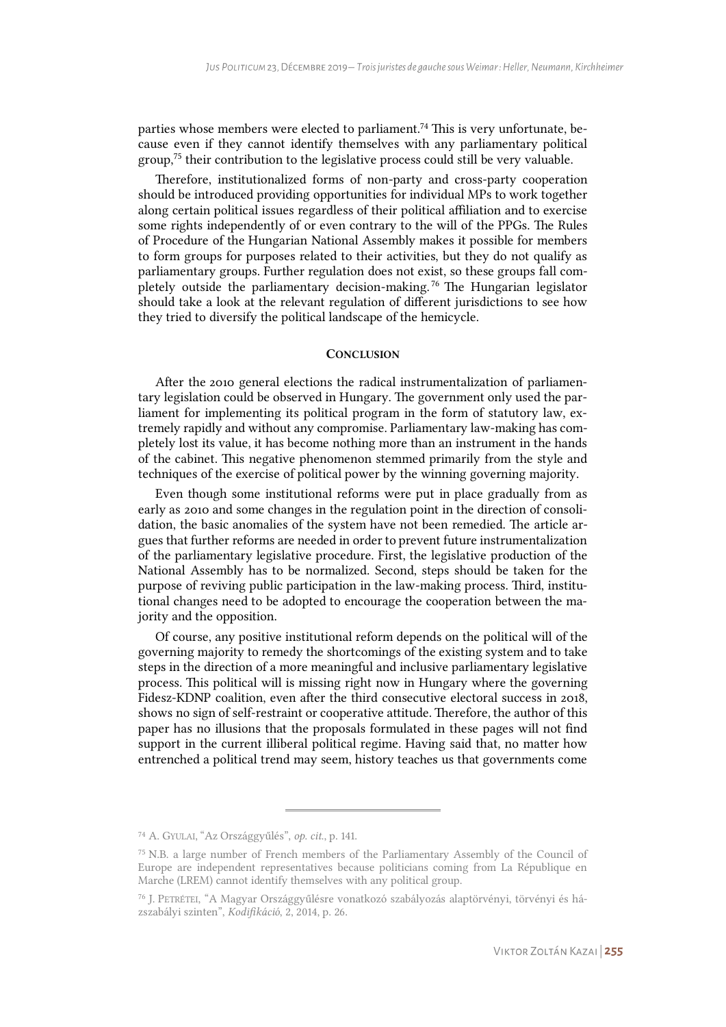parties whose members were elected to parliament.[74] This is very unfortunate, because even if they cannot identify themselves with any parliamentary political group,[75] their contribution to the legislative process could still be very valuable.

Therefore, institutionalized forms of non-party and cross-party cooperation should be introduced providing opportunities for individual MPs to work together along certain political issues regardless of their political affiliation and to exercise some rights independently of or even contrary to the will of the PPGs. The Rules of Procedure of the Hungarian National Assembly makes it possible for members to form groups for purposes related to their activities, but they do not qualify as parliamentary groups. Further regulation does not exist, so these groups fall completely outside the parliamentary decision-making.[76] The Hungarian legislator should take a look at the relevant regulation of different jurisdictions to see how they tried to diversify the political landscape of the hemicycle.

## Conclusion

After the 2010 general elections the radical instrumentalization of parliamentary legislation could be observed in Hungary. The government only used the parliament for implementing its political program in the form of statutory law, extremely rapidly and without any compromise. Parliamentary law-making has completely lost its value, it has become nothing more than an instrument in the hands of the cabinet. This negative phenomenon stemmed primarily from the style and techniques of the exercise of political power by the winning governing majority.

Even though some institutional reforms were put in place gradually from as early as 2010 and some changes in the regulation point in the direction of consolidation, the basic anomalies of the system have not been remedied. The article argues that further reforms are needed in order to prevent future instrumentalization of the parliamentary legislative procedure. First, the legislative production of the National Assembly has to be normalized. Second, steps should be taken for the purpose of reviving public participation in the law-making process. Third, institutional changes need to be adopted to encourage the cooperation between the majority and the opposition.

Of course, any positive institutional reform depends on the political will of the governing majority to remedy the shortcomings of the existing system and to take steps in the direction of a more meaningful and inclusive parliamentary legislative process. This political will is missing right now in Hungary where the governing Fidesz-KDNP coalition, even after the third consecutive electoral success in 2018, shows no sign of self-restraint or cooperative attitude. Therefore, the author of this paper has no illusions that the proposals formulated in these pages will not find support in the current illiberal political regime. Having said that, no matter how entrenched a political trend may seem, history teaches us that governments come

---

[74] A. Gyulai, "Az Országgyűlés", *op. cit.*, p. 141.

[75] N.B. a large number of French members of the Parliamentary Assembly of the Council of Europe are independent representatives because politicians coming from La République en Marche (LREM) cannot identify themselves with any political group.

[76] J. Petrétei, "A Magyar Országgyűlésre vonatkozó szabályozás alaptörvényi, törvényi és házszabályi szinten", *Kodifikáció*, 2, 2014, p. 26.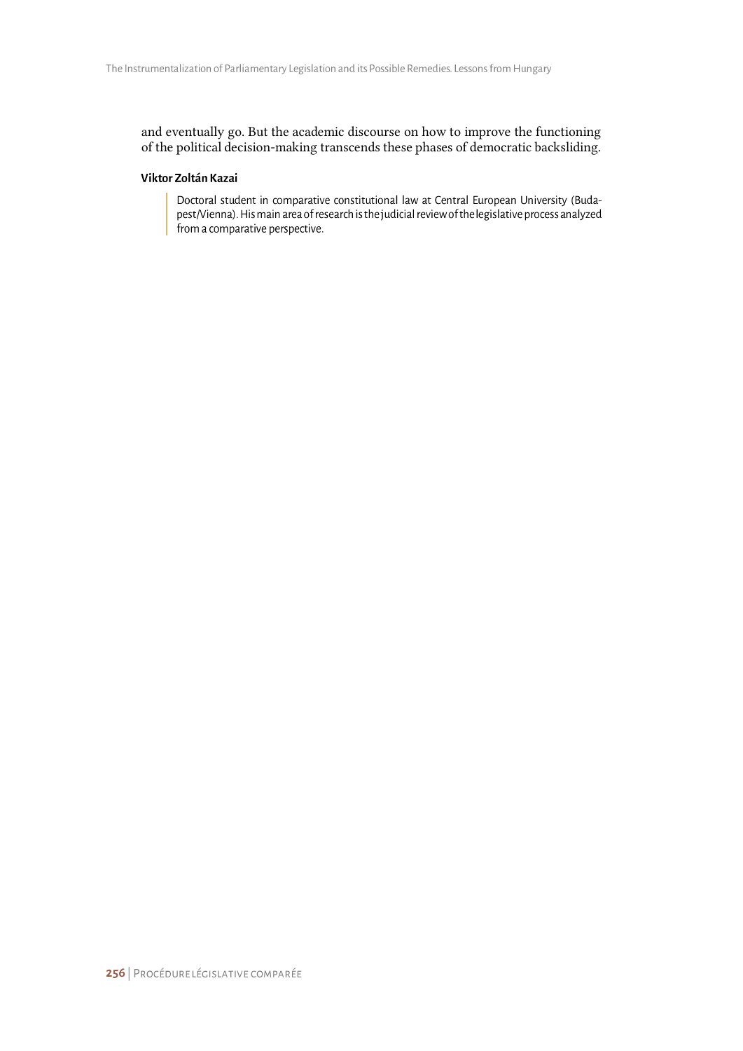and eventually go. But the academic discourse on how to improve the functioning of the political decision-making transcends these phases of democratic backsliding.

**Viktor Zoltán Kazai**

> Doctoral student in comparative constitutional law at Central European University (Budapest/Vienna). His main area of research is the judicial review of the legislative process analyzed from a comparative perspective.